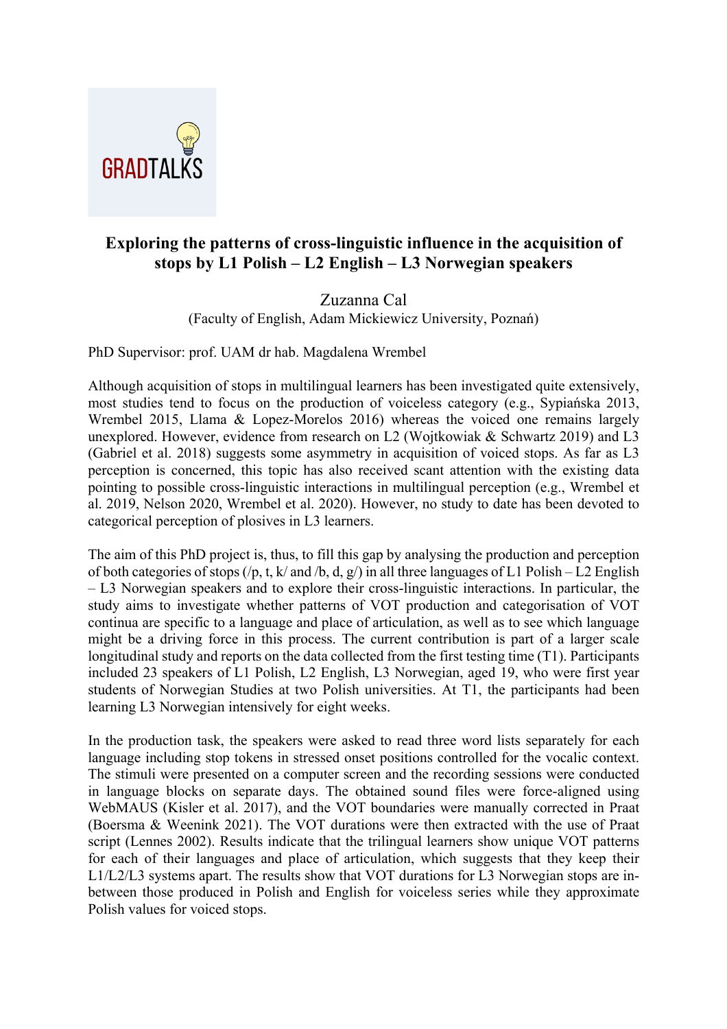GRADTALKS

# Exploring the patterns of cross-linguistic influence in the acquisition of stops by L1 Polish – L2 English – L3 Norwegian speakers

Zuzanna Cal

(Faculty of English, Adam Mickiewicz University, Poznań)

PhD Supervisor: prof. UAM dr hab. Magdalena Wrembel

Although acquisition of stops in multilingual learners has been investigated quite extensively, most studies tend to focus on the production of voiceless category (e.g., Sypiańska 2013, Wrembel 2015, Llama & Lopez-Morelos 2016) whereas the voiced one remains largely unexplored. However, evidence from research on L2 (Wojtkowiak & Schwartz 2019) and L3 (Gabriel et al. 2018) suggests some asymmetry in acquisition of voiced stops. As far as L3 perception is concerned, this topic has also received scant attention with the existing data pointing to possible cross-linguistic interactions in multilingual perception (e.g., Wrembel et al. 2019, Nelson 2020, Wrembel et al. 2020). However, no study to date has been devoted to categorical perception of plosives in L3 learners.

The aim of this PhD project is, thus, to fill this gap by analysing the production and perception of both categories of stops (/p, t, k/ and /b, d, g/) in all three languages of L1 Polish – L2 English – L3 Norwegian speakers and to explore their cross-linguistic interactions. In particular, the study aims to investigate whether patterns of VOT production and categorisation of VOT continua are specific to a language and place of articulation, as well as to see which language might be a driving force in this process. The current contribution is part of a larger scale longitudinal study and reports on the data collected from the first testing time (T1). Participants included 23 speakers of L1 Polish, L2 English, L3 Norwegian, aged 19, who were first year students of Norwegian Studies at two Polish universities. At T1, the participants had been learning L3 Norwegian intensively for eight weeks.

In the production task, the speakers were asked to read three word lists separately for each language including stop tokens in stressed onset positions controlled for the vocalic context. The stimuli were presented on a computer screen and the recording sessions were conducted in language blocks on separate days. The obtained sound files were force-aligned using WebMAUS (Kisler et al. 2017), and the VOT boundaries were manually corrected in Praat (Boersma & Weenink 2021). The VOT durations were then extracted with the use of Praat script (Lennes 2002). Results indicate that the trilingual learners show unique VOT patterns for each of their languages and place of articulation, which suggests that they keep their L1/L2/L3 systems apart. The results show that VOT durations for L3 Norwegian stops are in-between those produced in Polish and English for voiceless series while they approximate Polish values for voiced stops.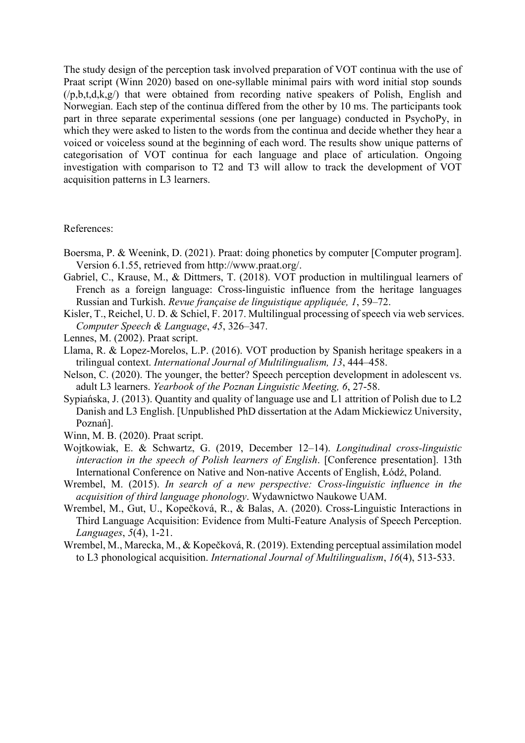The study design of the perception task involved preparation of VOT continua with the use of Praat script (Winn 2020) based on one-syllable minimal pairs with word initial stop sounds (/p,b,t,d,k,g/) that were obtained from recording native speakers of Polish, English and Norwegian. Each step of the continua differed from the other by 10 ms. The participants took part in three separate experimental sessions (one per language) conducted in PsychoPy, in which they were asked to listen to the words from the continua and decide whether they hear a voiced or voiceless sound at the beginning of each word. The results show unique patterns of categorisation of VOT continua for each language and place of articulation. Ongoing investigation with comparison to T2 and T3 will allow to track the development of VOT acquisition patterns in L3 learners.

References:

Boersma, P. & Weenink, D. (2021). Praat: doing phonetics by computer [Computer program]. Version 6.1.55, retrieved from http://www.praat.org/.

Gabriel, C., Krause, M., & Dittmers, T. (2018). VOT production in multilingual learners of French as a foreign language: Cross-linguistic influence from the heritage languages Russian and Turkish. *Revue française de linguistique appliquée, 1*, 59–72.

Kisler, T., Reichel, U. D. & Schiel, F. 2017. Multilingual processing of speech via web services. *Computer Speech & Language*, *45*, 326–347.

Lennes, M. (2002). Praat script.

Llama, R. & Lopez-Morelos, L.P. (2016). VOT production by Spanish heritage speakers in a trilingual context. *International Journal of Multilingualism, 13*, 444–458.

Nelson, C. (2020). The younger, the better? Speech perception development in adolescent vs. adult L3 learners. *Yearbook of the Poznan Linguistic Meeting, 6*, 27-58.

Sypiańska, J. (2013). Quantity and quality of language use and L1 attrition of Polish due to L2 Danish and L3 English. [Unpublished PhD dissertation at the Adam Mickiewicz University, Poznań].

Winn, M. B. (2020). Praat script.

Wojtkowiak, E. & Schwartz, G. (2019, December 12–14). *Longitudinal cross-linguistic interaction in the speech of Polish learners of English*. [Conference presentation]. 13th International Conference on Native and Non-native Accents of English, Łódź, Poland.

Wrembel, M. (2015). *In search of a new perspective: Cross-linguistic influence in the acquisition of third language phonology*. Wydawnictwo Naukowe UAM.

Wrembel, M., Gut, U., Kopečková, R., & Balas, A. (2020). Cross-Linguistic Interactions in Third Language Acquisition: Evidence from Multi-Feature Analysis of Speech Perception. *Languages*, *5*(4), 1-21.

Wrembel, M., Marecka, M., & Kopečková, R. (2019). Extending perceptual assimilation model to L3 phonological acquisition. *International Journal of Multilingualism*, *16*(4), 513-533.